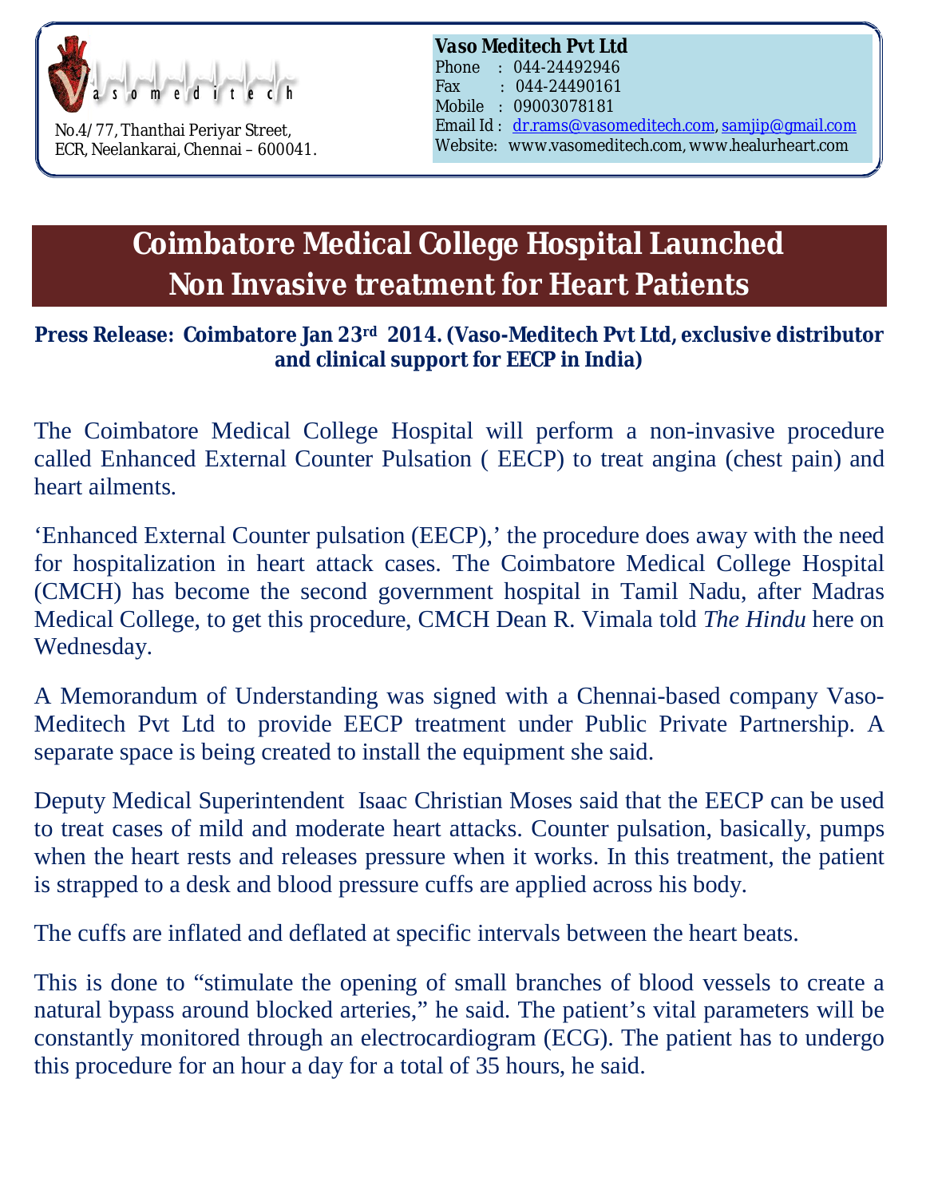vasomeditech

No.4/77, Thanthai Periyar Street,
ECR, Neelankarai, Chennai – 600041.

**Vaso Meditech Pvt Ltd**
Phone : 044-24492946
Fax : 044-24490161
Mobile : 09003078181
Email Id : dr.rams@vasomeditech.com, samjip@gmail.com
Website: www.vasomeditech.com, www.healurheart.com

# Coimbatore Medical College Hospital Launched Non Invasive treatment for Heart Patients

**Press Release: Coimbatore Jan 23rd 2014. (Vaso-Meditech Pvt Ltd, exclusive distributor and clinical support for EECP in India)**

The Coimbatore Medical College Hospital will perform a non-invasive procedure called Enhanced External Counter Pulsation ( EECP) to treat angina (chest pain) and heart ailments.

'Enhanced External Counter pulsation (EECP),' the procedure does away with the need for hospitalization in heart attack cases. The Coimbatore Medical College Hospital (CMCH) has become the second government hospital in Tamil Nadu, after Madras Medical College, to get this procedure, CMCH Dean R. Vimala told *The Hindu* here on Wednesday.

A Memorandum of Understanding was signed with a Chennai-based company Vaso-Meditech Pvt Ltd to provide EECP treatment under Public Private Partnership. A separate space is being created to install the equipment she said.

Deputy Medical Superintendent Isaac Christian Moses said that the EECP can be used to treat cases of mild and moderate heart attacks. Counter pulsation, basically, pumps when the heart rests and releases pressure when it works. In this treatment, the patient is strapped to a desk and blood pressure cuffs are applied across his body.

The cuffs are inflated and deflated at specific intervals between the heart beats.

This is done to "stimulate the opening of small branches of blood vessels to create a natural bypass around blocked arteries," he said. The patient's vital parameters will be constantly monitored through an electrocardiogram (ECG). The patient has to undergo this procedure for an hour a day for a total of 35 hours, he said.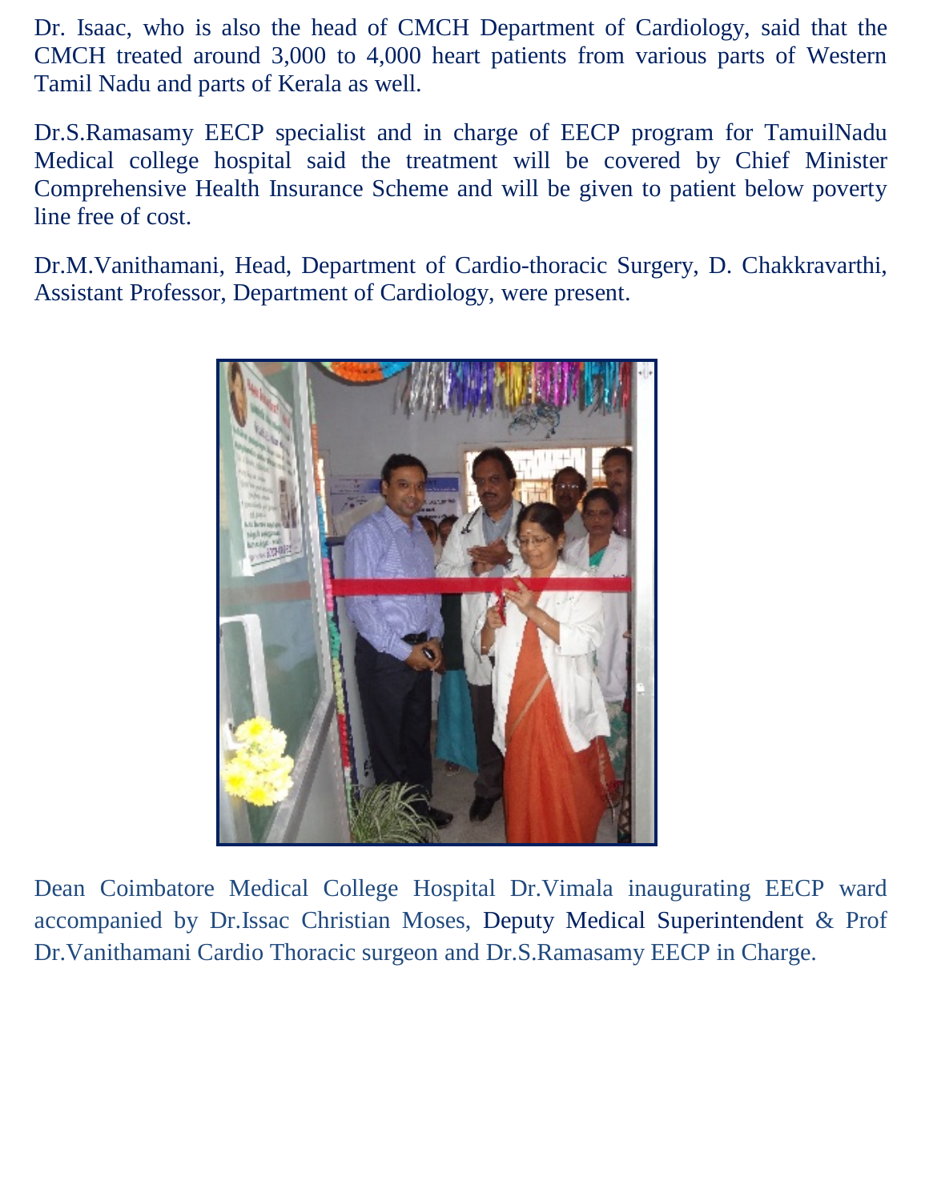Dr. Isaac, who is also the head of CMCH Department of Cardiology, said that the CMCH treated around 3,000 to 4,000 heart patients from various parts of Western Tamil Nadu and parts of Kerala as well.

Dr.S.Ramasamy EECP specialist and in charge of EECP program for TamuilNadu Medical college hospital said the treatment will be covered by Chief Minister Comprehensive Health Insurance Scheme and will be given to patient below poverty line free of cost.

Dr.M.Vanithamani, Head, Department of Cardio-thoracic Surgery, D. Chakkravarthi, Assistant Professor, Department of Cardiology, were present.

Dean Coimbatore Medical College Hospital Dr.Vimala inaugurating EECP ward accompanied by Dr.Issac Christian Moses, Deputy Medical Superintendent & Prof Dr.Vanithamani Cardio Thoracic surgeon and Dr.S.Ramasamy EECP in Charge.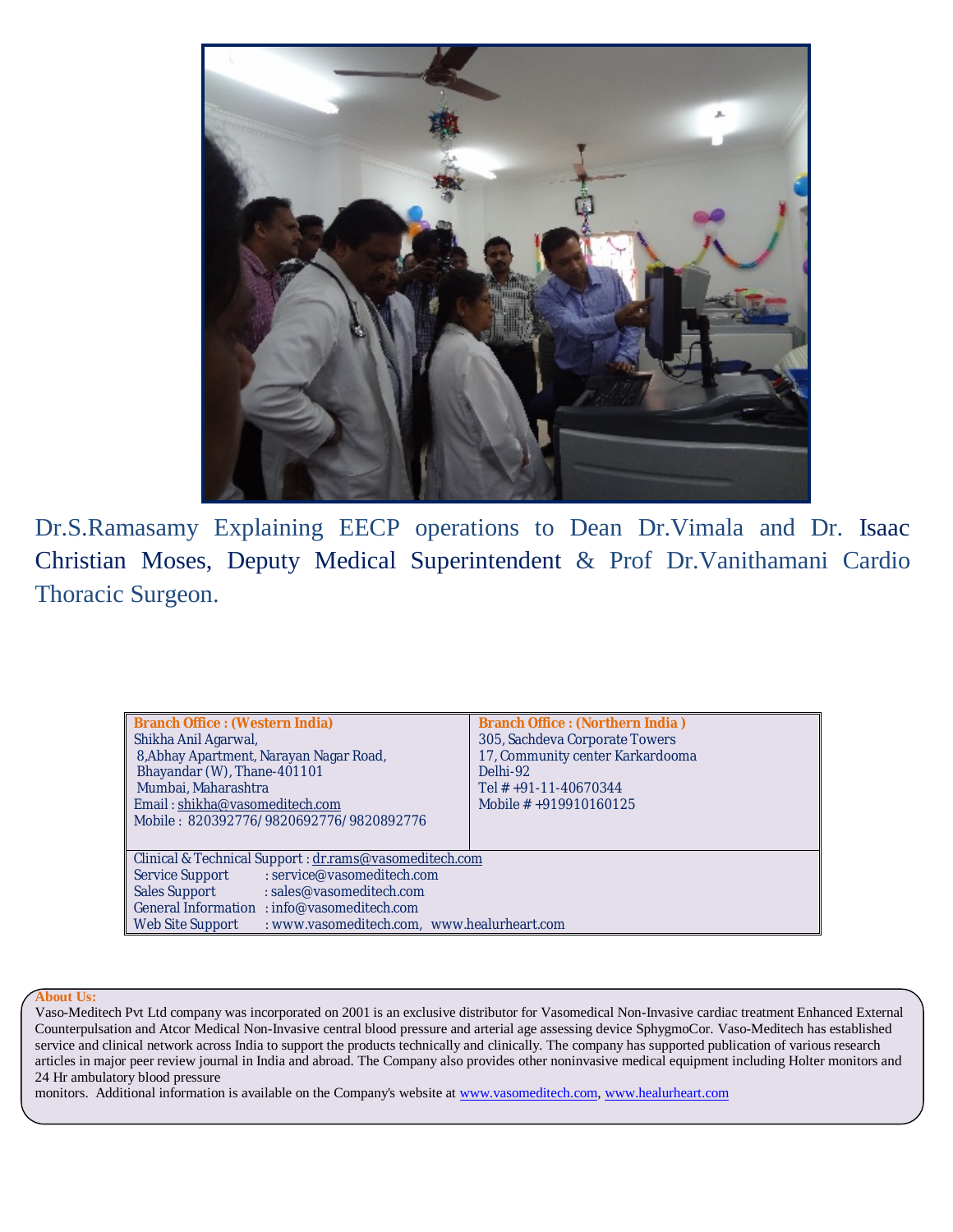Dr.S.Ramasamy Explaining EECP operations to Dean Dr.Vimala and Dr. Isaac Christian Moses, Deputy Medical Superintendent & Prof Dr.Vanithamani Cardio Thoracic Surgeon.

| | |
|---|---|
| **Branch Office : (Western India)**<br>Shikha Anil Agarwal,<br>8,Abhay Apartment, Narayan Nagar Road,<br>Bhayandar (W), Thane-401101<br>Mumbai, Maharashtra<br>Email : shikha@vasomeditech.com<br>Mobile : 820392776/ 9820692776/ 9820892776 | **Branch Office : (Northern India )**<br>305, Sachdeva Corporate Towers<br>17, Community center Karkardooma<br>Delhi-92<br>Tel # +91-11-40670344<br>Mobile # +919910160125 |
| Clinical & Technical Support : dr.rams@vasomeditech.com<br>Service Support : service@vasomeditech.com<br>Sales Support : sales@vasomeditech.com<br>General Information : info@vasomeditech.com<br>Web Site Support : www.vasomeditech.com, www.healurheart.com | |

**About Us:**

Vaso-Meditech Pvt Ltd company was incorporated on 2001 is an exclusive distributor for Vasomedical Non-Invasive cardiac treatment Enhanced External Counterpulsation and Atcor Medical Non-Invasive central blood pressure and arterial age assessing device SphygmoCor. Vaso-Meditech has established service and clinical network across India to support the products technically and clinically. The company has supported publication of various research articles in major peer review journal in India and abroad. The Company also provides other noninvasive medical equipment including Holter monitors and 24 Hr ambulatory blood pressure monitors. Additional information is available on the Company's website at www.vasomeditech.com, www.healurheart.com